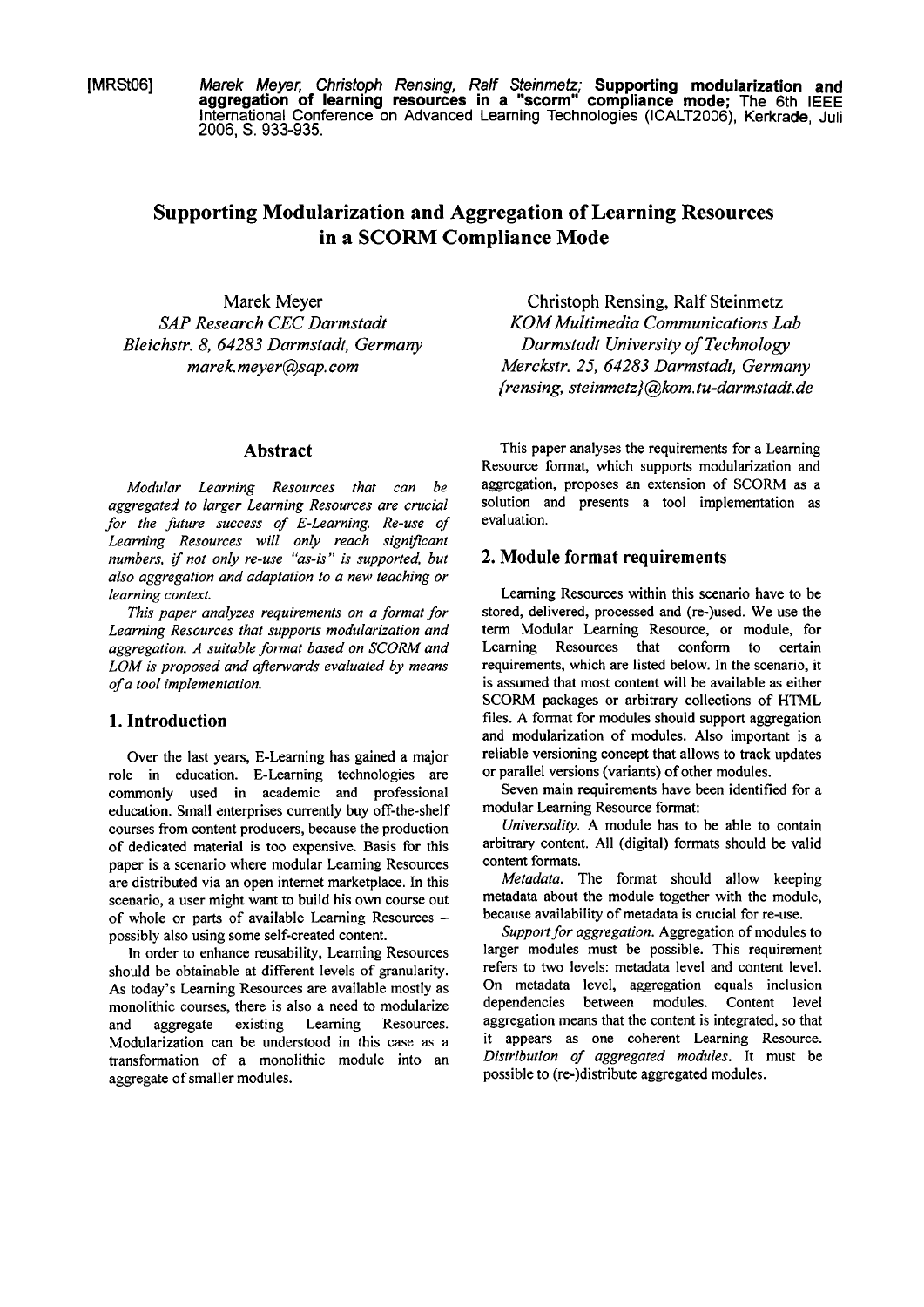[MRSt06] *Marek Meyer, Christoph Rensing, Ralf Steinmetz;* **Supporting modularization and aggregation of learning resources in a "scorm" compliance mode;** The 6th IEEE International Conference on Advanced Learning Technologies (ICALT2006), Kerkrade, Juli 2006, S. 933-935.

# Supporting Modularization and Aggregation of Learning Resources in a SCORM Compliance Mode

Marek Meyer
*SAP Research CEC Darmstadt*
*Bleichstr. 8, 64283 Darmstadt, Germany*
*marek.meyer@sap.com*

Christoph Rensing, Ralf Steinmetz
*KOM Multimedia Communications Lab*
*Darmstadt University of Technology*
*Merckstr. 25, 64283 Darmstadt, Germany*
*{rensing, steinmetz}@kom.tu-darmstadt.de*

## Abstract

*Modular Learning Resources that can be aggregated to larger Learning Resources are crucial for the future success of E-Learning. Re-use of Learning Resources will only reach significant numbers, if not only re-use "as-is" is supported, but also aggregation and adaptation to a new teaching or learning context.*

*This paper analyzes requirements on a format for Learning Resources that supports modularization and aggregation. A suitable format based on SCORM and LOM is proposed and afterwards evaluated by means of a tool implementation.*

## 1. Introduction

Over the last years, E-Learning has gained a major role in education. E-Learning technologies are commonly used in academic and professional education. Small enterprises currently buy off-the-shelf courses from content producers, because the production of dedicated material is too expensive. Basis for this paper is a scenario where modular Learning Resources are distributed via an open internet marketplace. In this scenario, a user might want to build his own course out of whole or parts of available Learning Resources – possibly also using some self-created content.

In order to enhance reusability, Learning Resources should be obtainable at different levels of granularity. As today's Learning Resources are available mostly as monolithic courses, there is also a need to modularize and aggregate existing Learning Resources. Modularization can be understood in this case as a transformation of a monolithic module into an aggregate of smaller modules.

This paper analyses the requirements for a Learning Resource format, which supports modularization and aggregation, proposes an extension of SCORM as a solution and presents a tool implementation as evaluation.

## 2. Module format requirements

Learning Resources within this scenario have to be stored, delivered, processed and (re-)used. We use the term Modular Learning Resource, or module, for Learning Resources that conform to certain requirements, which are listed below. In the scenario, it is assumed that most content will be available as either SCORM packages or arbitrary collections of HTML files. A format for modules should support aggregation and modularization of modules. Also important is a reliable versioning concept that allows to track updates or parallel versions (variants) of other modules.

Seven main requirements have been identified for a modular Learning Resource format:

*Universality.* A module has to be able to contain arbitrary content. All (digital) formats should be valid content formats.

*Metadata.* The format should allow keeping metadata about the module together with the module, because availability of metadata is crucial for re-use.

*Support for aggregation.* Aggregation of modules to larger modules must be possible. This requirement refers to two levels: metadata level and content level. On metadata level, aggregation equals inclusion dependencies between modules. Content level aggregation means that the content is integrated, so that it appears as one coherent Learning Resource. *Distribution of aggregated modules.* It must be possible to (re-)distribute aggregated modules.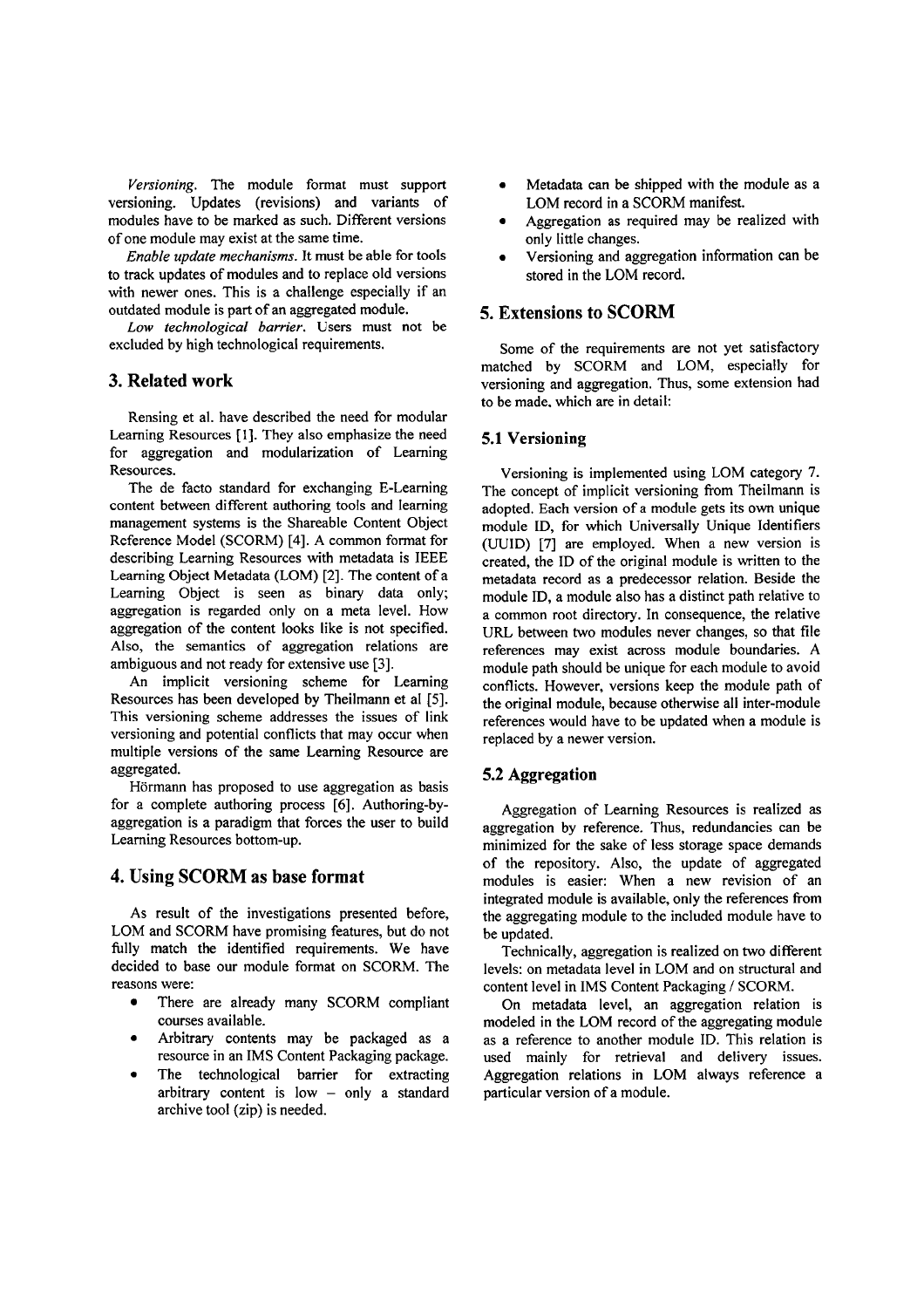*Versioning.* The module format must support versioning. Updates (revisions) and variants of modules have to be marked as such. Different versions of one module may exist at the same time.

*Enable update mechanisms.* It must be able for tools to track updates of modules and to replace old versions with newer ones. This is a challenge especially if an outdated module is part of an aggregated module.

*Low technological barrier.* Users must not be excluded by high technological requirements.

## 3. Related work

Rensing et al. have described the need for modular Learning Resources [1]. They also emphasize the need for aggregation and modularization of Learning Resources.

The de facto standard for exchanging E-Learning content between different authoring tools and learning management systems is the Shareable Content Object Reference Model (SCORM) [4]. A common format for describing Learning Resources with metadata is IEEE Learning Object Metadata (LOM) [2]. The content of a Learning Object is seen as binary data only; aggregation is regarded only on a meta level. How aggregation of the content looks like is not specified. Also, the semantics of aggregation relations are ambiguous and not ready for extensive use [3].

An implicit versioning scheme for Learning Resources has been developed by Theilmann et al [5]. This versioning scheme addresses the issues of link versioning and potential conflicts that may occur when multiple versions of the same Learning Resource are aggregated.

Hörmann has proposed to use aggregation as basis for a complete authoring process [6]. Authoring-by-aggregation is a paradigm that forces the user to build Learning Resources bottom-up.

## 4. Using SCORM as base format

As result of the investigations presented before, LOM and SCORM have promising features, but do not fully match the identified requirements. We have decided to base our module format on SCORM. The reasons were:

- There are already many SCORM compliant courses available.
- Arbitrary contents may be packaged as a resource in an IMS Content Packaging package.
- The technological barrier for extracting arbitrary content is low – only a standard archive tool (zip) is needed.
- Metadata can be shipped with the module as a LOM record in a SCORM manifest.
- Aggregation as required may be realized with only little changes.
- Versioning and aggregation information can be stored in the LOM record.

## 5. Extensions to SCORM

Some of the requirements are not yet satisfactory matched by SCORM and LOM, especially for versioning and aggregation. Thus, some extension had to be made, which are in detail:

### 5.1 Versioning

Versioning is implemented using LOM category 7. The concept of implicit versioning from Theilmann is adopted. Each version of a module gets its own unique module ID, for which Universally Unique Identifiers (UUID) [7] are employed. When a new version is created, the ID of the original module is written to the metadata record as a predecessor relation. Beside the module ID, a module also has a distinct path relative to a common root directory. In consequence, the relative URL between two modules never changes, so that file references may exist across module boundaries. A module path should be unique for each module to avoid conflicts. However, versions keep the module path of the original module, because otherwise all inter-module references would have to be updated when a module is replaced by a newer version.

### 5.2 Aggregation

Aggregation of Learning Resources is realized as aggregation by reference. Thus, redundancies can be minimized for the sake of less storage space demands of the repository. Also, the update of aggregated modules is easier: When a new revision of an integrated module is available, only the references from the aggregating module to the included module have to be updated.

Technically, aggregation is realized on two different levels: on metadata level in LOM and on structural and content level in IMS Content Packaging / SCORM.

On metadata level, an aggregation relation is modeled in the LOM record of the aggregating module as a reference to another module ID. This relation is used mainly for retrieval and delivery issues. Aggregation relations in LOM always reference a particular version of a module.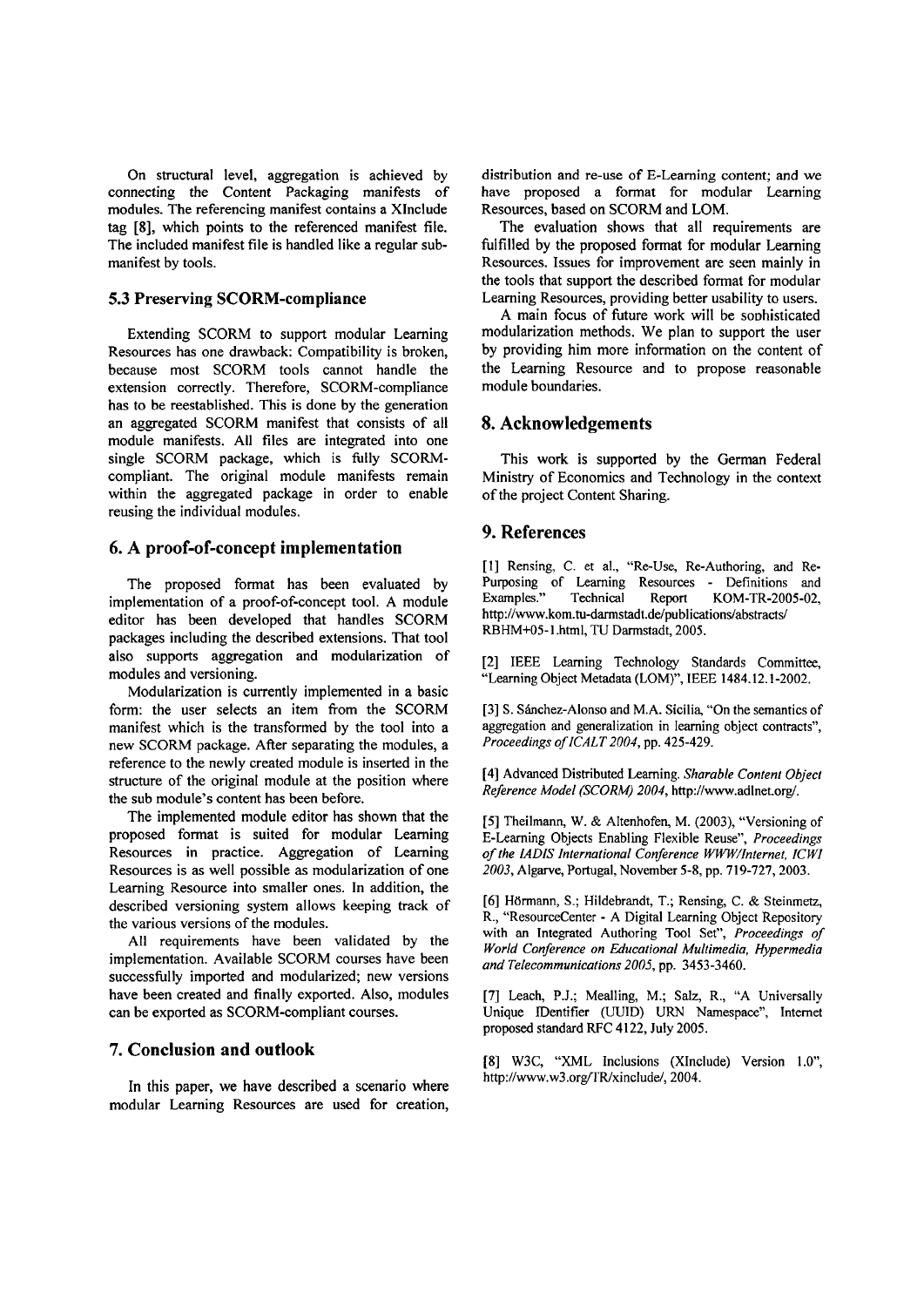On structural level, aggregation is achieved by connecting the Content Packaging manifests of modules. The referencing manifest contains a XInclude tag [8], which points to the referenced manifest file. The included manifest file is handled like a regular sub-manifest by tools.

### 5.3 Preserving SCORM-compliance

Extending SCORM to support modular Learning Resources has one drawback: Compatibility is broken, because most SCORM tools cannot handle the extension correctly. Therefore, SCORM-compliance has to be reestablished. This is done by the generation an aggregated SCORM manifest that consists of all module manifests. All files are integrated into one single SCORM package, which is fully SCORM-compliant. The original module manifests remain within the aggregated package in order to enable reusing the individual modules.

## 6. A proof-of-concept implementation

The proposed format has been evaluated by implementation of a proof-of-concept tool. A module editor has been developed that handles SCORM packages including the described extensions. That tool also supports aggregation and modularization of modules and versioning.

Modularization is currently implemented in a basic form: the user selects an item from the SCORM manifest which is the transformed by the tool into a new SCORM package. After separating the modules, a reference to the newly created module is inserted in the structure of the original module at the position where the sub module's content has been before.

The implemented module editor has shown that the proposed format is suited for modular Learning Resources in practice. Aggregation of Learning Resources is as well possible as modularization of one Learning Resource into smaller ones. In addition, the described versioning system allows keeping track of the various versions of the modules.

All requirements have been validated by the implementation. Available SCORM courses have been successfully imported and modularized; new versions have been created and finally exported. Also, modules can be exported as SCORM-compliant courses.

## 7. Conclusion and outlook

In this paper, we have described a scenario where modular Learning Resources are used for creation, distribution and re-use of E-Learning content; and we have proposed a format for modular Learning Resources, based on SCORM and LOM.

The evaluation shows that all requirements are fulfilled by the proposed format for modular Learning Resources. Issues for improvement are seen mainly in the tools that support the described format for modular Learning Resources, providing better usability to users.

A main focus of future work will be sophisticated modularization methods. We plan to support the user by providing him more information on the content of the Learning Resource and to propose reasonable module boundaries.

## 8. Acknowledgements

This work is supported by the German Federal Ministry of Economics and Technology in the context of the project Content Sharing.

## 9. References

[1] Rensing, C. et al., "Re-Use, Re-Authoring, and Re-Purposing of Learning Resources - Definitions and Examples." Technical Report KOM-TR-2005-02, http://www.kom.tu-darmstadt.de/publications/abstracts/RBHM+05-1.html, TU Darmstadt, 2005.

[2] IEEE Learning Technology Standards Committee, "Learning Object Metadata (LOM)", IEEE 1484.12.1-2002.

[3] S. Sánchez-Alonso and M.A. Sicilia, "On the semantics of aggregation and generalization in learning object contracts", *Proceedings of ICALT 2004*, pp. 425-429.

[4] Advanced Distributed Learning. *Sharable Content Object Reference Model (SCORM) 2004*, http://www.adlnet.org/.

[5] Theilmann, W. & Altenhofen, M. (2003), "Versioning of E-Learning Objects Enabling Flexible Reuse", *Proceedings of the IADIS International Conference WWW/Internet, ICWI 2003*, Algarve, Portugal, November 5-8, pp. 719-727, 2003.

[6] Hörmann, S.; Hildebrandt, T.; Rensing, C. & Steinmetz, R., "ResourceCenter - A Digital Learning Object Repository with an Integrated Authoring Tool Set", *Proceedings of World Conference on Educational Multimedia, Hypermedia and Telecommunications 2005*, pp. 3453-3460.

[7] Leach, P.J.; Mealling, M.; Salz, R., "A Universally Unique IDentifier (UUID) URN Namespace", Internet proposed standard RFC 4122, July 2005.

[8] W3C, "XML Inclusions (XInclude) Version 1.0", http://www.w3.org/TR/xinclude/, 2004.